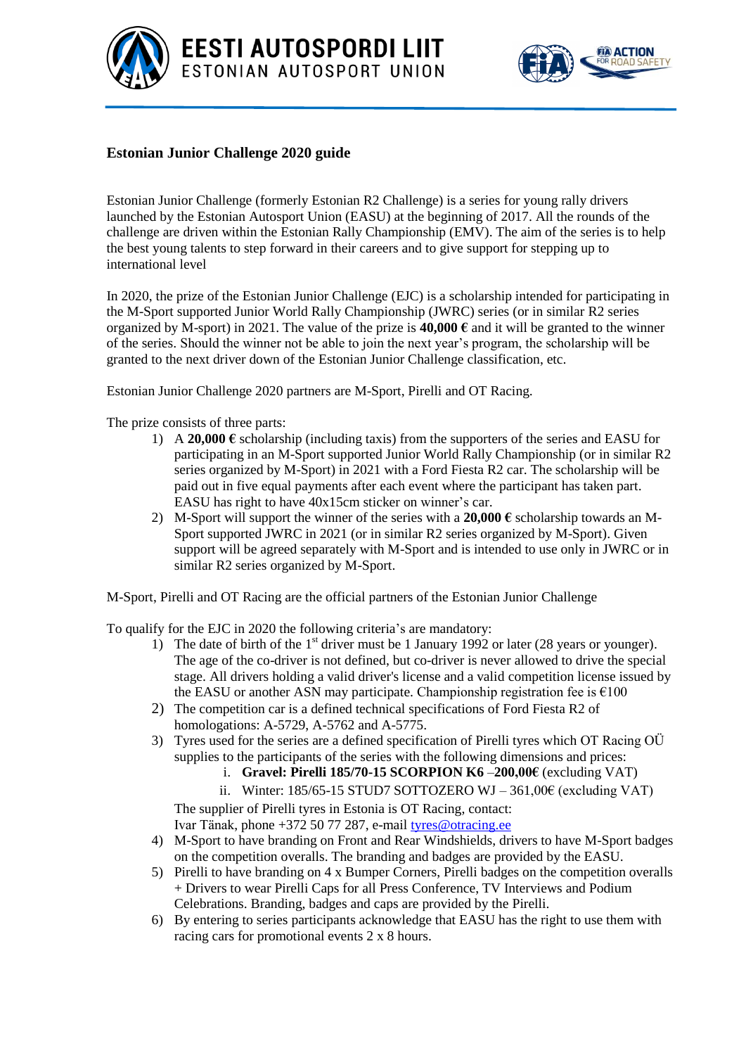## Estonian Junior Challenge 2020 guide

Estonian Junior Challenge (formerly Estonian R2 Challenge) is a series for young rally drivers launched by the Estonian Autosport Union (EASU) at the beginning of 2017. All the rounds of the challenge are driven within the Estonian Rally Championship (EMV). The aim of the series is to help the best young talents to step forward in their careers and to give support for stepping up to international level

In 2020, the prize of the Estonian Junior Challenge (EJC) is a scholarship intended for participating in the M-Sport supported Junior World Rally Championship (JWRC) series (or in similar R2 series organized by M-sport) in 2021. The value of the prize is **40,000 €** and it will be granted to the winner of the series. Should the winner not be able to join the next year's program, the scholarship will be granted to the next driver down of the Estonian Junior Challenge classification, etc.

Estonian Junior Challenge 2020 partners are M-Sport, Pirelli and OT Racing.

The prize consists of three parts:

1) A **20,000 €** scholarship (including taxis) from the supporters of the series and EASU for participating in an M-Sport supported Junior World Rally Championship (or in similar R2 series organized by M-Sport) in 2021 with a Ford Fiesta R2 car. The scholarship will be paid out in five equal payments after each event where the participant has taken part. EASU has right to have 40x15cm sticker on winner's car.
2) M-Sport will support the winner of the series with a **20,000 €** scholarship towards an M-Sport supported JWRC in 2021 (or in similar R2 series organized by M-Sport). Given support will be agreed separately with M-Sport and is intended to use only in JWRC or in similar R2 series organized by M-Sport.

M-Sport, Pirelli and OT Racing are the official partners of the Estonian Junior Challenge

To qualify for the EJC in 2020 the following criteria's are mandatory:

1) The date of birth of the 1st driver must be 1 January 1992 or later (28 years or younger). The age of the co-driver is not defined, but co-driver is never allowed to drive the special stage. All drivers holding a valid driver's license and a valid competition license issued by the EASU or another ASN may participate. Championship registration fee is €100
2) The competition car is a defined technical specifications of Ford Fiesta R2 of homologations: A-5729, A-5762 and A-5775.
3) Tyres used for the series are a defined specification of Pirelli tyres which OT Racing OÜ supplies to the participants of the series with the following dimensions and prices:
   i. **Gravel: Pirelli 185/70-15 SCORPION K6 –200,00€** (excluding VAT)
   ii. Winter: 185/65-15 STUD7 SOTTOZERO WJ – 361,00€ (excluding VAT)

   The supplier of Pirelli tyres in Estonia is OT Racing, contact:
   Ivar Tänak, phone +372 50 77 287, e-mail tyres@otracing.ee
4) M-Sport to have branding on Front and Rear Windshields, drivers to have M-Sport badges on the competition overalls. The branding and badges are provided by the EASU.
5) Pirelli to have branding on 4 x Bumper Corners, Pirelli badges on the competition overalls + Drivers to wear Pirelli Caps for all Press Conference, TV Interviews and Podium Celebrations. Branding, badges and caps are provided by the Pirelli.
6) By entering to series participants acknowledge that EASU has the right to use them with racing cars for promotional events 2 x 8 hours.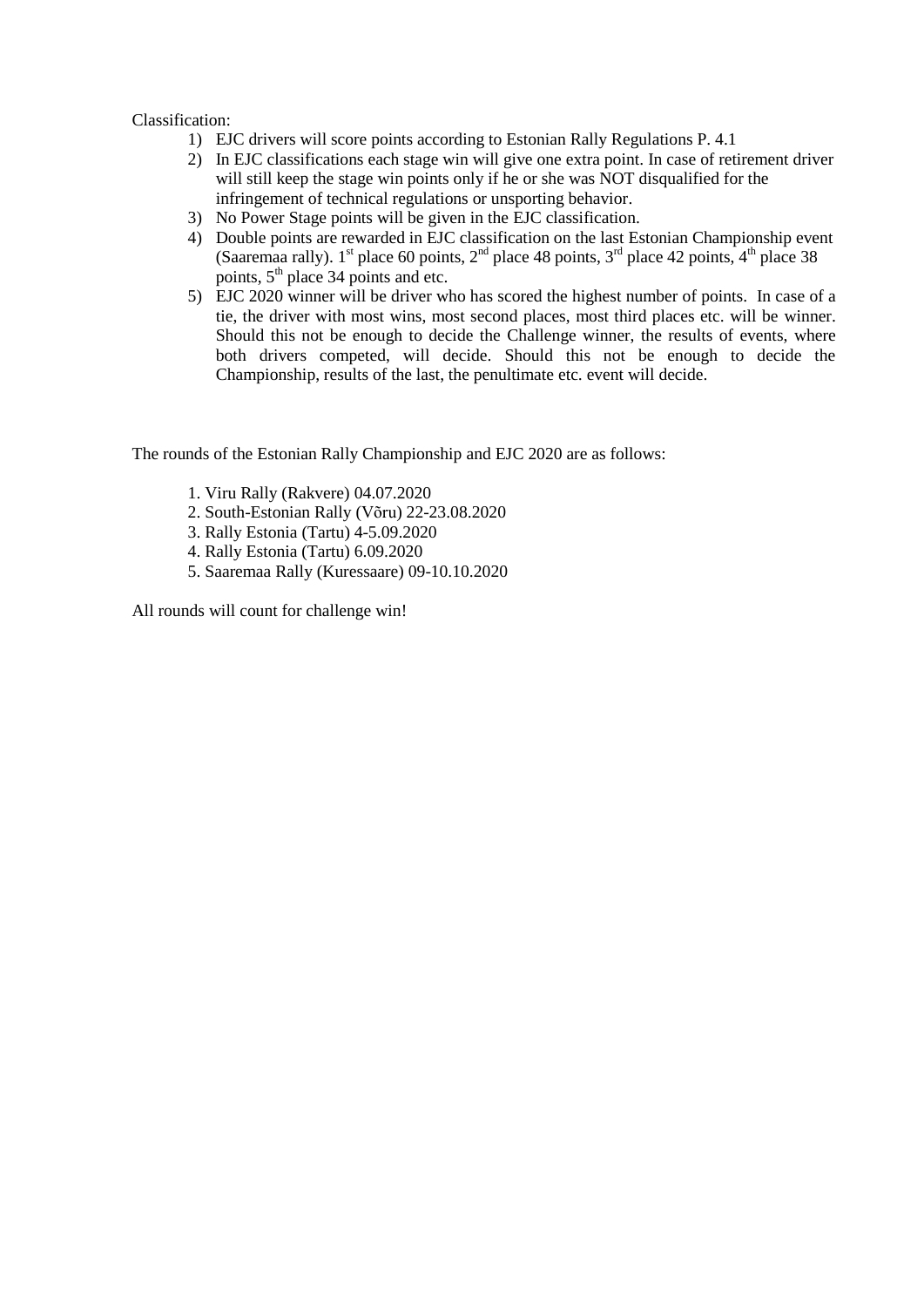Classification:

1) EJC drivers will score points according to Estonian Rally Regulations P. 4.1
2) In EJC classifications each stage win will give one extra point. In case of retirement driver will still keep the stage win points only if he or she was NOT disqualified for the infringement of technical regulations or unsporting behavior.
3) No Power Stage points will be given in the EJC classification.
4) Double points are rewarded in EJC classification on the last Estonian Championship event (Saaremaa rally). 1st place 60 points, 2nd place 48 points, 3rd place 42 points, 4th place 38 points, 5th place 34 points and etc.
5) EJC 2020 winner will be driver who has scored the highest number of points. In case of a tie, the driver with most wins, most second places, most third places etc. will be winner. Should this not be enough to decide the Challenge winner, the results of events, where both drivers competed, will decide. Should this not be enough to decide the Championship, results of the last, the penultimate etc. event will decide.

The rounds of the Estonian Rally Championship and EJC 2020 are as follows:

1. Viru Rally (Rakvere) 04.07.2020
2. South-Estonian Rally (Võru) 22-23.08.2020
3. Rally Estonia (Tartu) 4-5.09.2020
4. Rally Estonia (Tartu) 6.09.2020
5. Saaremaa Rally (Kuressaare) 09-10.10.2020

All rounds will count for challenge win!